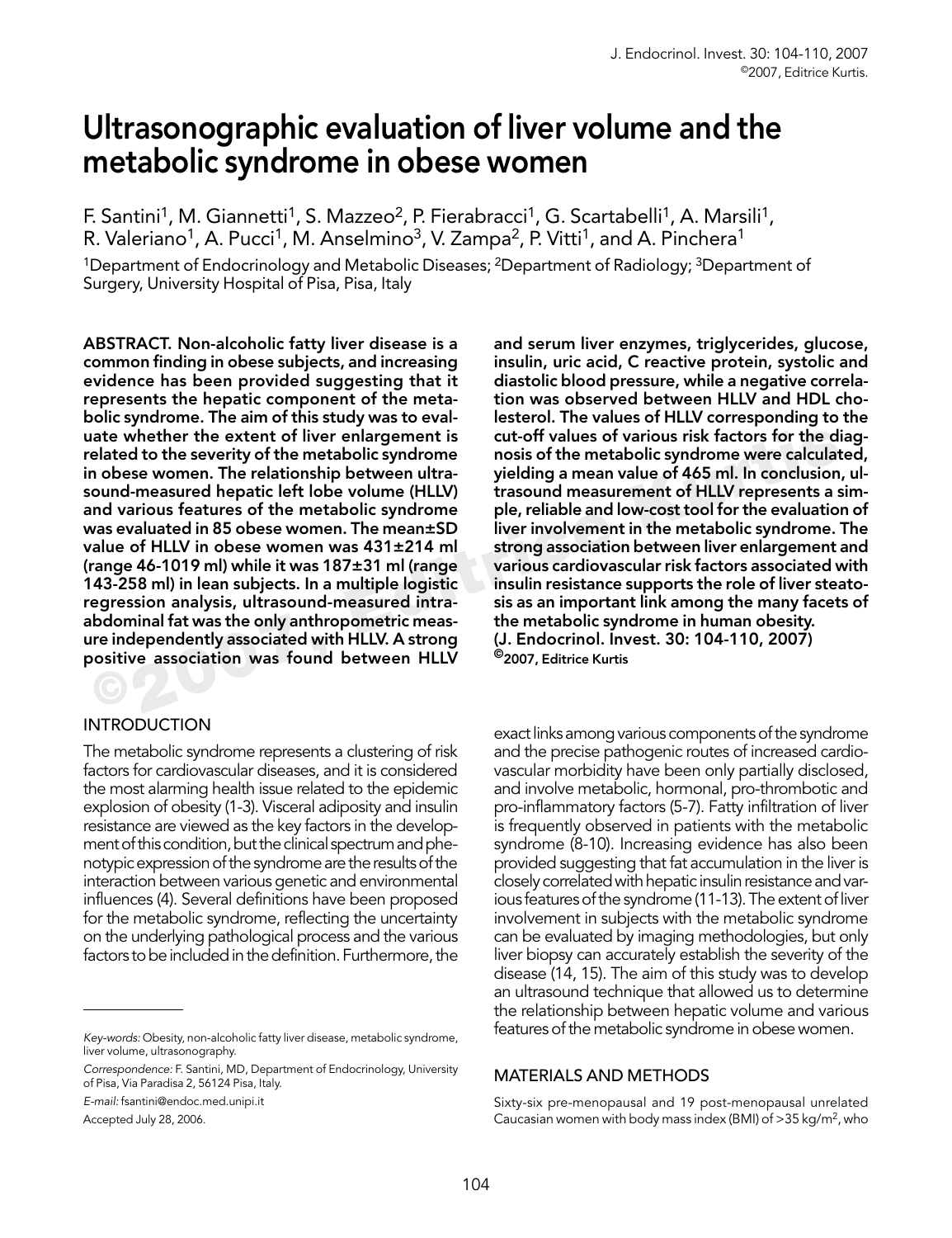# Ultrasonographic evaluation of liver volume and the metabolic syndrome in obese women

F. Santini[1], M. Giannetti[1], S. Mazzeo[2], P. Fierabracci[1], G. Scartabelli[1], A. Marsili[1], R. Valeriano[1], A. Pucci[1], M. Anselmino[3], V. Zampa[2], P. Vitti[1], and A. Pinchera[1]

[1]Department of Endocrinology and Metabolic Diseases; [2]Department of Radiology; [3]Department of Surgery, University Hospital of Pisa, Pisa, Italy

**ABSTRACT. Non-alcoholic fatty liver disease is a common finding in obese subjects, and increasing evidence has been provided suggesting that it represents the hepatic component of the metabolic syndrome. The aim of this study was to evaluate whether the extent of liver enlargement is related to the severity of the metabolic syndrome in obese women. The relationship between ultrasound-measured hepatic left lobe volume (HLLV) and various features of the metabolic syndrome was evaluated in 85 obese women. The mean±SD value of HLLV in obese women was 431±214 ml (range 46-1019 ml) while it was 187±31 ml (range 143-258 ml) in lean subjects. In a multiple logistic regression analysis, ultrasound-measured intra-abdominal fat was the only anthropometric measure independently associated with HLLV. A strong positive association was found between HLLV and serum liver enzymes, triglycerides, glucose, insulin, uric acid, C reactive protein, systolic and diastolic blood pressure, while a negative correlation was observed between HLLV and HDL cholesterol. The values of HLLV corresponding to the cut-off values of various risk factors for the diagnosis of the metabolic syndrome were calculated, yielding a mean value of 465 ml. In conclusion, ultrasound measurement of HLLV represents a simple, reliable and low-cost tool for the evaluation of liver involvement in the metabolic syndrome. The strong association between liver enlargement and various cardiovascular risk factors associated with insulin resistance supports the role of liver steatosis as an important link among the many facets of the metabolic syndrome in human obesity.**
**(J. Endocrinol. Invest. 30: 104-110, 2007)**
**©2007, Editrice Kurtis**

## INTRODUCTION

The metabolic syndrome represents a clustering of risk factors for cardiovascular diseases, and it is considered the most alarming health issue related to the epidemic explosion of obesity (1-3). Visceral adiposity and insulin resistance are viewed as the key factors in the development of this condition, but the clinical spectrum and phenotypic expression of the syndrome are the results of the interaction between various genetic and environmental influences (4). Several definitions have been proposed for the metabolic syndrome, reflecting the uncertainty on the underlying pathological process and the various factors to be included in the definition. Furthermore, the exact links among various components of the syndrome and the precise pathogenic routes of increased cardiovascular morbidity have been only partially disclosed, and involve metabolic, hormonal, pro-thrombotic and pro-inflammatory factors (5-7). Fatty infiltration of liver is frequently observed in patients with the metabolic syndrome (8-10). Increasing evidence has also been provided suggesting that fat accumulation in the liver is closely correlated with hepatic insulin resistance and various features of the syndrome (11-13). The extent of liver involvement in subjects with the metabolic syndrome can be evaluated by imaging methodologies, but only liver biopsy can accurately establish the severity of the disease (14, 15). The aim of this study was to develop an ultrasound technique that allowed us to determine the relationship between hepatic volume and various features of the metabolic syndrome in obese women.

## MATERIALS AND METHODS

Sixty-six pre-menopausal and 19 post-menopausal unrelated Caucasian women with body mass index (BMI) of >35 kg/m$^2$, who

---

*Key-words:* Obesity, non-alcoholic fatty liver disease, metabolic syndrome, liver volume, ultrasonography.

*Correspondence:* F. Santini, MD, Department of Endocrinology, University of Pisa, Via Paradisa 2, 56124 Pisa, Italy.

*E-mail:* fsantini@endoc.med.unipi.it

Accepted July 28, 2006.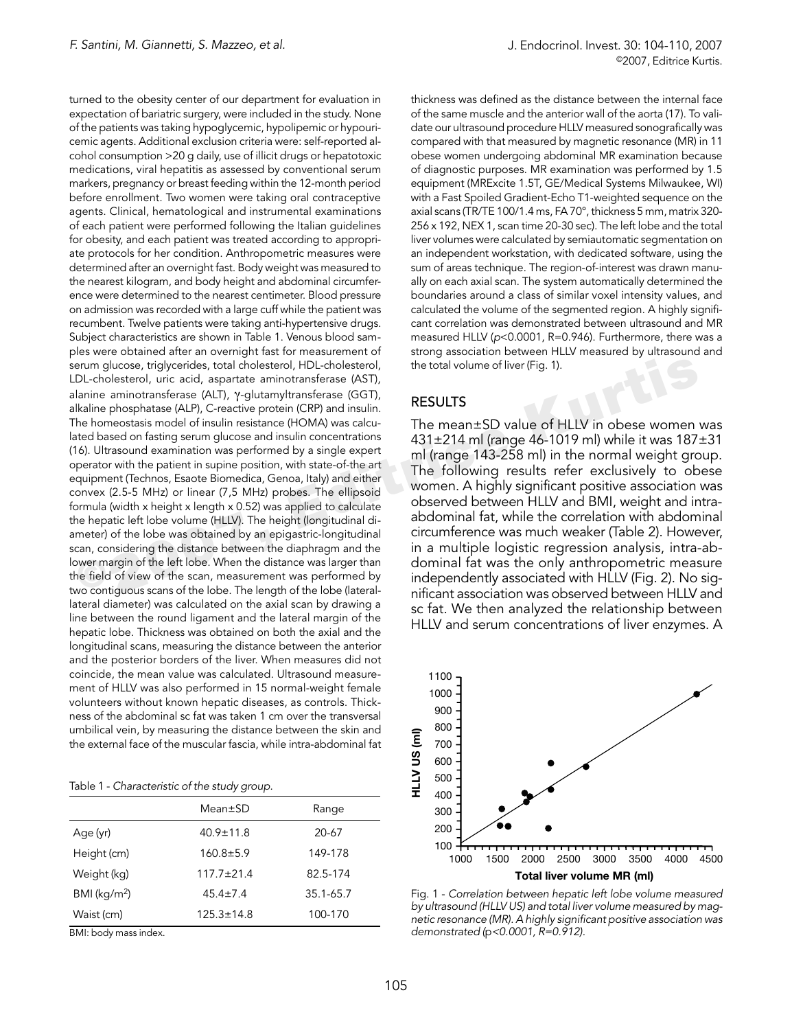turned to the obesity center of our department for evaluation in expectation of bariatric surgery, were included in the study. None of the patients was taking hypoglycemic, hypolipemic or hypouricemic agents. Additional exclusion criteria were: self-reported alcohol consumption >20 g daily, use of illicit drugs or hepatotoxic medications, viral hepatitis as assessed by conventional serum markers, pregnancy or breast feeding within the 12-month period before enrollment. Two women were taking oral contraceptive agents. Clinical, hematological and instrumental examinations of each patient were performed following the Italian guidelines for obesity, and each patient was treated according to appropriate protocols for her condition. Anthropometric measures were determined after an overnight fast. Body weight was measured to the nearest kilogram, and body height and abdominal circumference were determined to the nearest centimeter. Blood pressure on admission was recorded with a large cuff while the patient was recumbent. Twelve patients were taking anti-hypertensive drugs. Subject characteristics are shown in Table 1. Venous blood samples were obtained after an overnight fast for measurement of serum glucose, triglycerides, total cholesterol, HDL-cholesterol, LDL-cholesterol, uric acid, aspartate aminotransferase (AST), alanine aminotransferase (ALT), γ-glutamyltransferase (GGT), alkaline phosphatase (ALP), C-reactive protein (CRP) and insulin. The homeostasis model of insulin resistance (HOMA) was calculated based on fasting serum glucose and insulin concentrations (16). Ultrasound examination was performed by a single expert operator with the patient in supine position, with state-of-the art equipment (Technos, Esaote Biomedica, Genoa, Italy) and either convex (2.5-5 MHz) or linear (7,5 MHz) probes. The ellipsoid formula (width x height x length x 0.52) was applied to calculate the hepatic left lobe volume (HLLV). The height (longitudinal diameter) of the lobe was obtained by an epigastric-longitudinal scan, considering the distance between the diaphragm and the lower margin of the left lobe. When the distance was larger than the field of view of the scan, measurement was performed by two contiguous scans of the lobe. The length of the lobe (lateral-lateral diameter) was calculated on the axial scan by drawing a line between the round ligament and the lateral margin of the hepatic lobe. Thickness was obtained on both the axial and the longitudinal scans, measuring the distance between the anterior and the posterior borders of the liver. When measures did not coincide, the mean value was calculated. Ultrasound measurement of HLLV was also performed in 15 normal-weight female volunteers without known hepatic diseases, as controls. Thickness of the abdominal sc fat was taken 1 cm over the transversal umbilical vein, by measuring the distance between the skin and the external face of the muscular fascia, while intra-abdominal fat thickness was defined as the distance between the internal face of the same muscle and the anterior wall of the aorta (17). To validate our ultrasound procedure HLLV measured sonografically was compared with that measured by magnetic resonance (MR) in 11 obese women undergoing abdominal MR examination because of diagnostic purposes. MR examination was performed by 1.5 equipment (MRExcite 1.5T, GE/Medical Systems Milwaukee, WI) with a Fast Spoiled Gradient-Echo T1-weighted sequence on the axial scans (TR/TE 100/1.4 ms, FA 70°, thickness 5 mm, matrix 320-256 x 192, NEX 1, scan time 20-30 sec). The left lobe and the total liver volumes were calculated by semiautomatic segmentation on an independent workstation, with dedicated software, using the sum of areas technique. The region-of-interest was drawn manually on each axial scan. The system automatically determined the boundaries around a class of similar voxel intensity values, and calculated the volume of the segmented region. A highly significant correlation was demonstrated between ultrasound and MR measured HLLV ($p$<0.0001, R=0.946). Furthermore, there was a strong association between HLLV measured by ultrasound and the total volume of liver (Fig. 1).

Table 1 - *Characteristic of the study group.*

| | Mean±SD | Range |
|---|---|---|
| Age (yr) | 40.9±11.8 | 20-67 |
| Height (cm) | 160.8±5.9 | 149-178 |
| Weight (kg) | 117.7±21.4 | 82.5-174 |
| BMI (kg/m$^2$) | 45.4±7.4 | 35.1-65.7 |
| Waist (cm) | 125.3±14.8 | 100-170 |

BMI: body mass index.

## RESULTS

The mean±SD value of HLLV in obese women was 431±214 ml (range 46-1019 ml) while it was 187±31 ml (range 143-258 ml) in the normal weight group. The following results refer exclusively to obese women. A highly significant positive association was observed between HLLV and BMI, weight and intra-abdominal fat, while the correlation with abdominal circumference was much weaker (Table 2). However, in a multiple logistic regression analysis, intra-abdominal fat was the only anthropometric measure independently associated with HLLV (Fig. 2). No significant association was observed between HLLV and sc fat. We then analyzed the relationship between HLLV and serum concentrations of liver enzymes. A

Fig. 1 - *Correlation between hepatic left lobe volume measured by ultrasound (HLLV US) and total liver volume measured by magnetic resonance (MR). A highly significant positive association was demonstrated (p<0.0001, R=0.912).*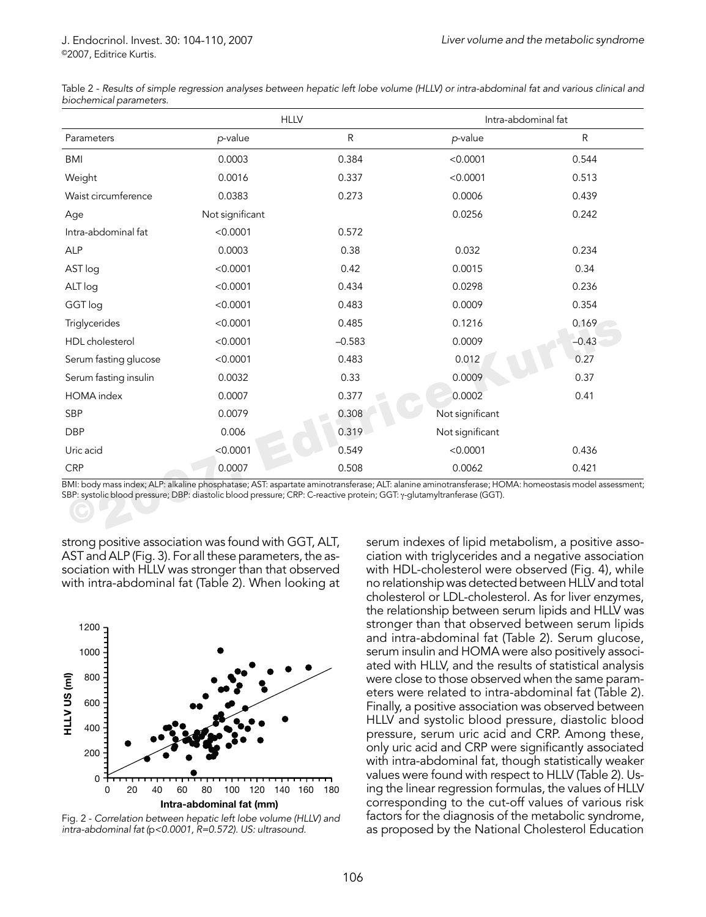Table 2 - *Results of simple regression analyses between hepatic left lobe volume (HLLV) or intra-abdominal fat and various clinical and biochemical parameters.*

| | HLLV | | Intra-abdominal fat | |
|---|---|---|---|---|
| Parameters | *p*-value | R | *p*-value | R |
| BMI | 0.0003 | 0.384 | <0.0001 | 0.544 |
| Weight | 0.0016 | 0.337 | <0.0001 | 0.513 |
| Waist circumference | 0.0383 | 0.273 | 0.0006 | 0.439 |
| Age | Not significant | | 0.0256 | 0.242 |
| Intra-abdominal fat | <0.0001 | 0.572 | | |
| ALP | 0.0003 | 0.38 | 0.032 | 0.234 |
| AST log | <0.0001 | 0.42 | 0.0015 | 0.34 |
| ALT log | <0.0001 | 0.434 | 0.0298 | 0.236 |
| GGT log | <0.0001 | 0.483 | 0.0009 | 0.354 |
| Triglycerides | <0.0001 | 0.485 | 0.1216 | 0.169 |
| HDL cholesterol | <0.0001 | –0.583 | 0.0009 | –0.43 |
| Serum fasting glucose | <0.0001 | 0.483 | 0.012 | 0.27 |
| Serum fasting insulin | 0.0032 | 0.33 | 0.0009 | 0.37 |
| HOMA index | 0.0007 | 0.377 | 0.0002 | 0.41 |
| SBP | 0.0079 | 0.308 | Not significant | |
| DBP | 0.006 | 0.319 | Not significant | |
| Uric acid | <0.0001 | 0.549 | <0.0001 | 0.436 |
| CRP | 0.0007 | 0.508 | 0.0062 | 0.421 |

BMI: body mass index; ALP: alkaline phosphatase; AST: aspartate aminotransferase; ALT: alanine aminotransferase; HOMA: homeostasis model assessment; SBP: systolic blood pressure; DBP: diastolic blood pressure; CRP: C-reactive protein; GGT: γ-glutamyltranferase (GGT).

strong positive association was found with GGT, ALT, AST and ALP (Fig. 3). For all these parameters, the association with HLLV was stronger than that observed with intra-abdominal fat (Table 2). When looking at serum indexes of lipid metabolism, a positive association with triglycerides and a negative association with HDL-cholesterol were observed (Fig. 4), while no relationship was detected between HLLV and total cholesterol or LDL-cholesterol. As for liver enzymes, the relationship between serum lipids and HLLV was stronger than that observed between serum lipids and intra-abdominal fat (Table 2). Serum glucose, serum insulin and HOMA were also positively associated with HLLV, and the results of statistical analysis were close to those observed when the same parameters were related to intra-abdominal fat (Table 2). Finally, a positive association was observed between HLLV and systolic blood pressure, diastolic blood pressure, serum uric acid and CRP. Among these, only uric acid and CRP were significantly associated with intra-abdominal fat, though statistically weaker values were found with respect to HLLV (Table 2). Using the linear regression formulas, the values of HLLV corresponding to the cut-off values of various risk factors for the diagnosis of the metabolic syndrome, as proposed by the National Cholesterol Education

Fig. 2 - *Correlation between hepatic left lobe volume (HLLV) and intra-abdominal fat (p<0.0001, R=0.572). US: ultrasound.*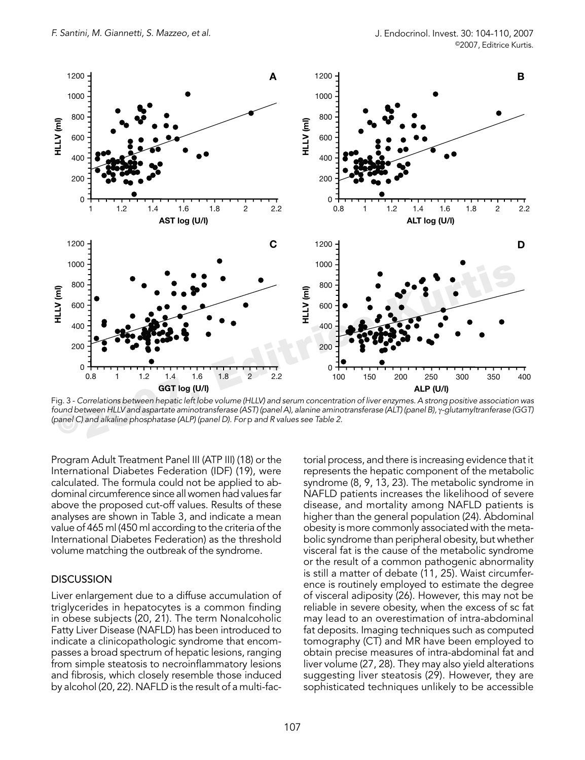Fig. 3 - *Correlations between hepatic left lobe volume (HLLV) and serum concentration of liver enzymes. A strong positive association was found between HLLV and aspartate aminotransferase (AST) (panel A), alanine aminotransferase (ALT) (panel B), γ-glutamyltranferase (GGT) (panel C) and alkaline phosphatase (ALP) (panel D). For* p *and R values see Table 2.*

Program Adult Treatment Panel III (ATP III) (18) or the International Diabetes Federation (IDF) (19), were calculated. The formula could not be applied to abdominal circumference since all women had values far above the proposed cut-off values. Results of these analyses are shown in Table 3, and indicate a mean value of 465 ml (450 ml according to the criteria of the International Diabetes Federation) as the threshold volume matching the outbreak of the syndrome.

## DISCUSSION

Liver enlargement due to a diffuse accumulation of triglycerides in hepatocytes is a common finding in obese subjects (20, 21). The term Nonalcoholic Fatty Liver Disease (NAFLD) has been introduced to indicate a clinicopathologic syndrome that encompasses a broad spectrum of hepatic lesions, ranging from simple steatosis to necroinflammatory lesions and fibrosis, which closely resemble those induced by alcohol (20, 22). NAFLD is the result of a multi-factorial process, and there is increasing evidence that it represents the hepatic component of the metabolic syndrome (8, 9, 13, 23). The metabolic syndrome in NAFLD patients increases the likelihood of severe disease, and mortality among NAFLD patients is higher than the general population (24). Abdominal obesity is more commonly associated with the metabolic syndrome than peripheral obesity, but whether visceral fat is the cause of the metabolic syndrome or the result of a common pathogenic abnormality is still a matter of debate (11, 25). Waist circumference is routinely employed to estimate the degree of visceral adiposity (26). However, this may not be reliable in severe obesity, when the excess of sc fat may lead to an overestimation of intra-abdominal fat deposits. Imaging techniques such as computed tomography (CT) and MR have been employed to obtain precise measures of intra-abdominal fat and liver volume (27, 28). They may also yield alterations suggesting liver steatosis (29). However, they are sophisticated techniques unlikely to be accessible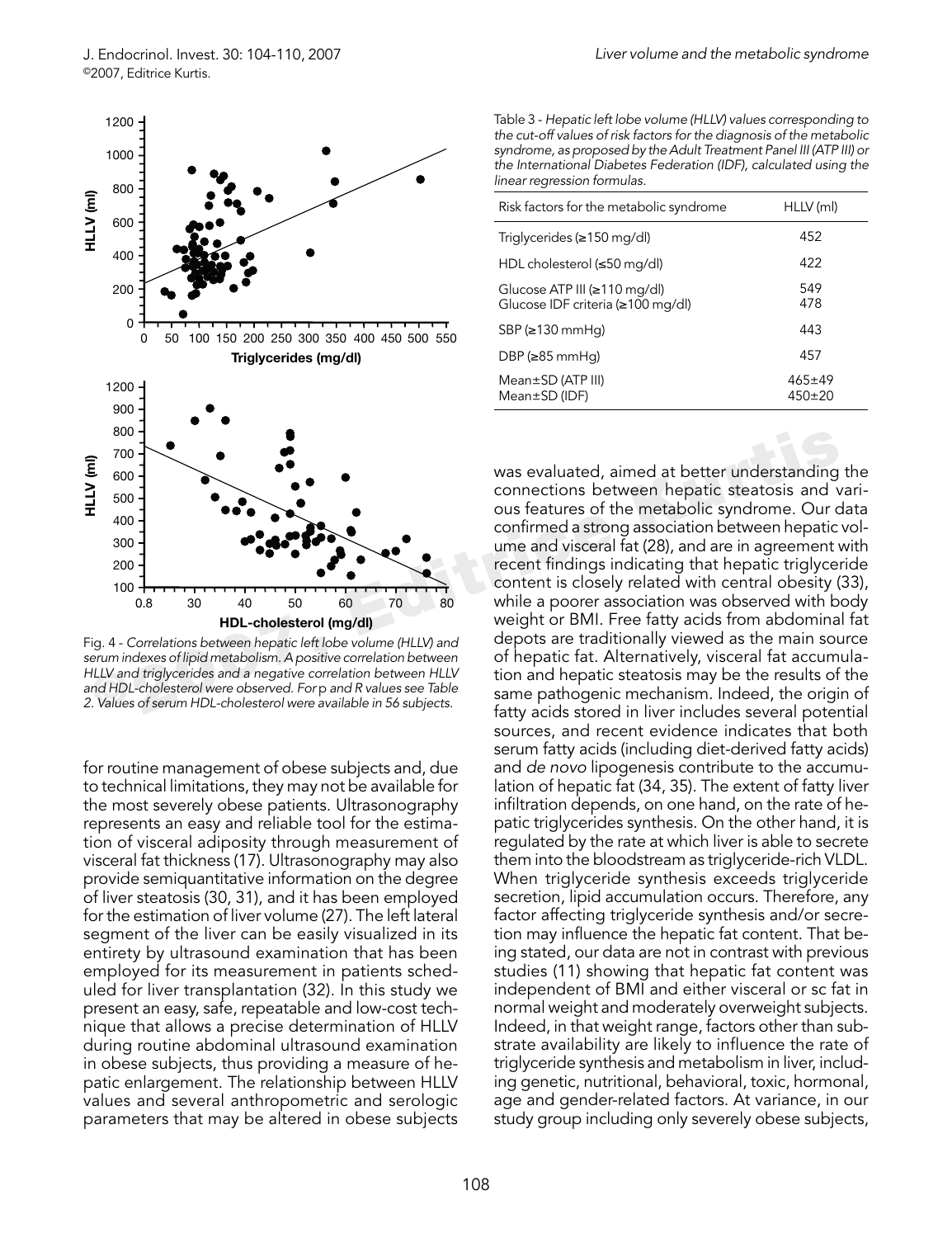Fig. 4 - *Correlations between hepatic left lobe volume (HLLV) and serum indexes of lipid metabolism. A positive correlation between HLLV and triglycerides and a negative correlation between HLLV and HDL-cholesterol were observed. For* p *and R values see Table 2. Values of serum HDL-cholesterol were available in 56 subjects.*

for routine management of obese subjects and, due to technical limitations, they may not be available for the most severely obese patients. Ultrasonography represents an easy and reliable tool for the estimation of visceral adiposity through measurement of visceral fat thickness (17). Ultrasonography may also provide semiquantitative information on the degree of liver steatosis (30, 31), and it has been employed for the estimation of liver volume (27). The left lateral segment of the liver can be easily visualized in its entirety by ultrasound examination that has been employed for its measurement in patients scheduled for liver transplantation (32). In this study we present an easy, safe, repeatable and low-cost technique that allows a precise determination of HLLV during routine abdominal ultrasound examination in obese subjects, thus providing a measure of hepatic enlargement. The relationship between HLLV values and several anthropometric and serologic parameters that may be altered in obese subjects was evaluated, aimed at better understanding the connections between hepatic steatosis and various features of the metabolic syndrome. Our data confirmed a strong association between hepatic volume and visceral fat (28), and are in agreement with recent findings indicating that hepatic triglyceride content is closely related with central obesity (33), while a poorer association was observed with body weight or BMI. Free fatty acids from abdominal fat depots are traditionally viewed as the main source of hepatic fat. Alternatively, visceral fat accumulation and hepatic steatosis may be the results of the same pathogenic mechanism. Indeed, the origin of fatty acids stored in liver includes several potential sources, and recent evidence indicates that both serum fatty acids (including diet-derived fatty acids) and *de novo* lipogenesis contribute to the accumulation of hepatic fat (34, 35). The extent of fatty liver infiltration depends, on one hand, on the rate of hepatic triglycerides synthesis. On the other hand, it is regulated by the rate at which liver is able to secrete them into the bloodstream as triglyceride-rich VLDL. When triglyceride synthesis exceeds triglyceride secretion, lipid accumulation occurs. Therefore, any factor affecting triglyceride synthesis and/or secretion may influence the hepatic fat content. That being stated, our data are not in contrast with previous studies (11) showing that hepatic fat content was independent of BMI and either visceral or sc fat in normal weight and moderately overweight subjects. Indeed, in that weight range, factors other than substrate availability are likely to influence the rate of triglyceride synthesis and metabolism in liver, including genetic, nutritional, behavioral, toxic, hormonal, age and gender-related factors. At variance, in our study group including only severely obese subjects,

Table 3 - *Hepatic left lobe volume (HLLV) values corresponding to the cut-off values of risk factors for the diagnosis of the metabolic syndrome, as proposed by the Adult Treatment Panel III (ATP III) or the International Diabetes Federation (IDF), calculated using the linear regression formulas.*

| Risk factors for the metabolic syndrome | HLLV (ml) |
|---|---|
| Triglycerides (≥150 mg/dl) | 452 |
| HDL cholesterol (≤50 mg/dl) | 422 |
| Glucose ATP III (≥110 mg/dl) | 549 |
| Glucose IDF criteria (≥100 mg/dl) | 478 |
| SBP (≥130 mmHg) | 443 |
| DBP (≥85 mmHg) | 457 |
| Mean±SD (ATP III) | 465±49 |
| Mean±SD (IDF) | 450±20 |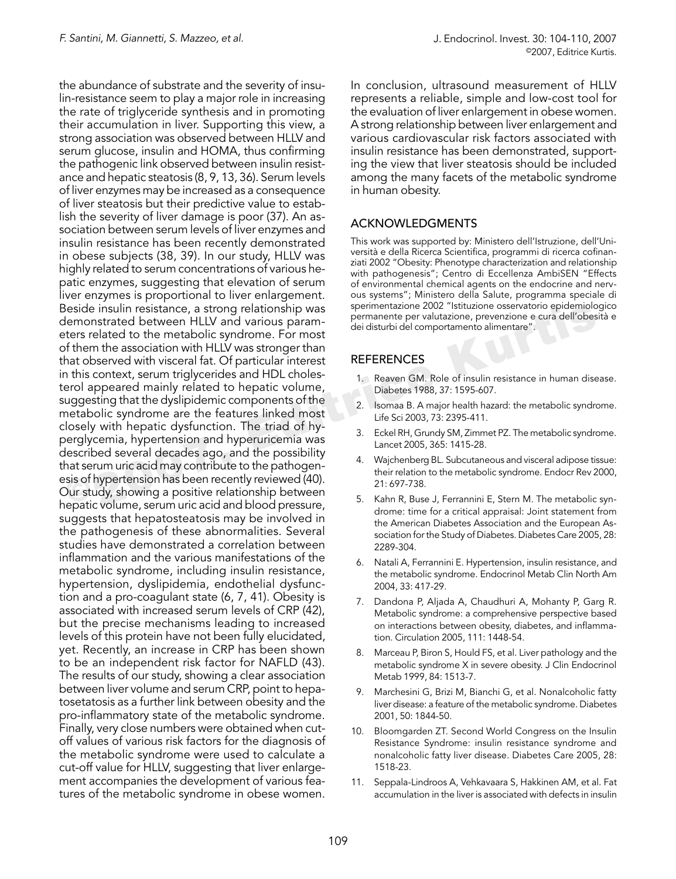the abundance of substrate and the severity of insulin-resistance seem to play a major role in increasing the rate of triglyceride synthesis and in promoting their accumulation in liver. Supporting this view, a strong association was observed between HLLV and serum glucose, insulin and HOMA, thus confirming the pathogenic link observed between insulin resistance and hepatic steatosis (8, 9, 13, 36). Serum levels of liver enzymes may be increased as a consequence of liver steatosis but their predictive value to establish the severity of liver damage is poor (37). An association between serum levels of liver enzymes and insulin resistance has been recently demonstrated in obese subjects (38, 39). In our study, HLLV was highly related to serum concentrations of various hepatic enzymes, suggesting that elevation of serum liver enzymes is proportional to liver enlargement. Beside insulin resistance, a strong relationship was demonstrated between HLLV and various parameters related to the metabolic syndrome. For most of them the association with HLLV was stronger than that observed with visceral fat. Of particular interest in this context, serum triglycerides and HDL cholesterol appeared mainly related to hepatic volume, suggesting that the dyslipidemic components of the metabolic syndrome are the features linked most closely with hepatic dysfunction. The triad of hyperglycemia, hypertension and hyperuricemia was described several decades ago, and the possibility that serum uric acid may contribute to the pathogenesis of hypertension has been recently reviewed (40). Our study, showing a positive relationship between hepatic volume, serum uric acid and blood pressure, suggests that hepatosteatosis may be involved in the pathogenesis of these abnormalities. Several studies have demonstrated a correlation between inflammation and the various manifestations of the metabolic syndrome, including insulin resistance, hypertension, dyslipidemia, endothelial dysfunction and a pro-coagulant state (6, 7, 41). Obesity is associated with increased serum levels of CRP (42), but the precise mechanisms leading to increased levels of this protein have not been fully elucidated, yet. Recently, an increase in CRP has been shown to be an independent risk factor for NAFLD (43). The results of our study, showing a clear association between liver volume and serum CRP, point to hepatosetatosis as a further link between obesity and the pro-inflammatory state of the metabolic syndrome. Finally, very close numbers were obtained when cut-off values of various risk factors for the diagnosis of the metabolic syndrome were used to calculate a cut-off value for HLLV, suggesting that liver enlargement accompanies the development of various features of the metabolic syndrome in obese women.

In conclusion, ultrasound measurement of HLLV represents a reliable, simple and low-cost tool for the evaluation of liver enlargement in obese women. A strong relationship between liver enlargement and various cardiovascular risk factors associated with insulin resistance has been demonstrated, supporting the view that liver steatosis should be included among the many facets of the metabolic syndrome in human obesity.

## ACKNOWLEDGMENTS

This work was supported by: Ministero dell'Istruzione, dell'Università e della Ricerca Scientifica, programmi di ricerca cofinanziati 2002 "Obesity: Phenotype characterization and relationship with pathogenesis"; Centro di Eccellenza AmbiSEN "Effects of environmental chemical agents on the endocrine and nervous systems"; Ministero della Salute, programma speciale di sperimentazione 2002 "Istituzione osservatorio epidemiologico permanente per valutazione, prevenzione e cura dell'obesità e dei disturbi del comportamento alimentare".

## REFERENCES

1. Reaven GM. Role of insulin resistance in human disease. Diabetes 1988, 37: 1595-607.
2. Isomaa B. A major health hazard: the metabolic syndrome. Life Sci 2003, 73: 2395-411.
3. Eckel RH, Grundy SM, Zimmet PZ. The metabolic syndrome. Lancet 2005, 365: 1415-28.
4. Wajchenberg BL. Subcutaneous and visceral adipose tissue: their relation to the metabolic syndrome. Endocr Rev 2000, 21: 697-738.
5. Kahn R, Buse J, Ferrannini E, Stern M. The metabolic syndrome: time for a critical appraisal: Joint statement from the American Diabetes Association and the European Association for the Study of Diabetes. Diabetes Care 2005, 28: 2289-304.
6. Natali A, Ferrannini E. Hypertension, insulin resistance, and the metabolic syndrome. Endocrinol Metab Clin North Am 2004, 33: 417-29.
7. Dandona P, Aljada A, Chaudhuri A, Mohanty P, Garg R. Metabolic syndrome: a comprehensive perspective based on interactions between obesity, diabetes, and inflammation. Circulation 2005, 111: 1448-54.
8. Marceau P, Biron S, Hould FS, et al. Liver pathology and the metabolic syndrome X in severe obesity. J Clin Endocrinol Metab 1999, 84: 1513-7.
9. Marchesini G, Brizi M, Bianchi G, et al. Nonalcoholic fatty liver disease: a feature of the metabolic syndrome. Diabetes 2001, 50: 1844-50.
10. Bloomgarden ZT. Second World Congress on the Insulin Resistance Syndrome: insulin resistance syndrome and nonalcoholic fatty liver disease. Diabetes Care 2005, 28: 1518-23.
11. Seppala-Lindroos A, Vehkavaara S, Hakkinen AM, et al. Fat accumulation in the liver is associated with defects in insulin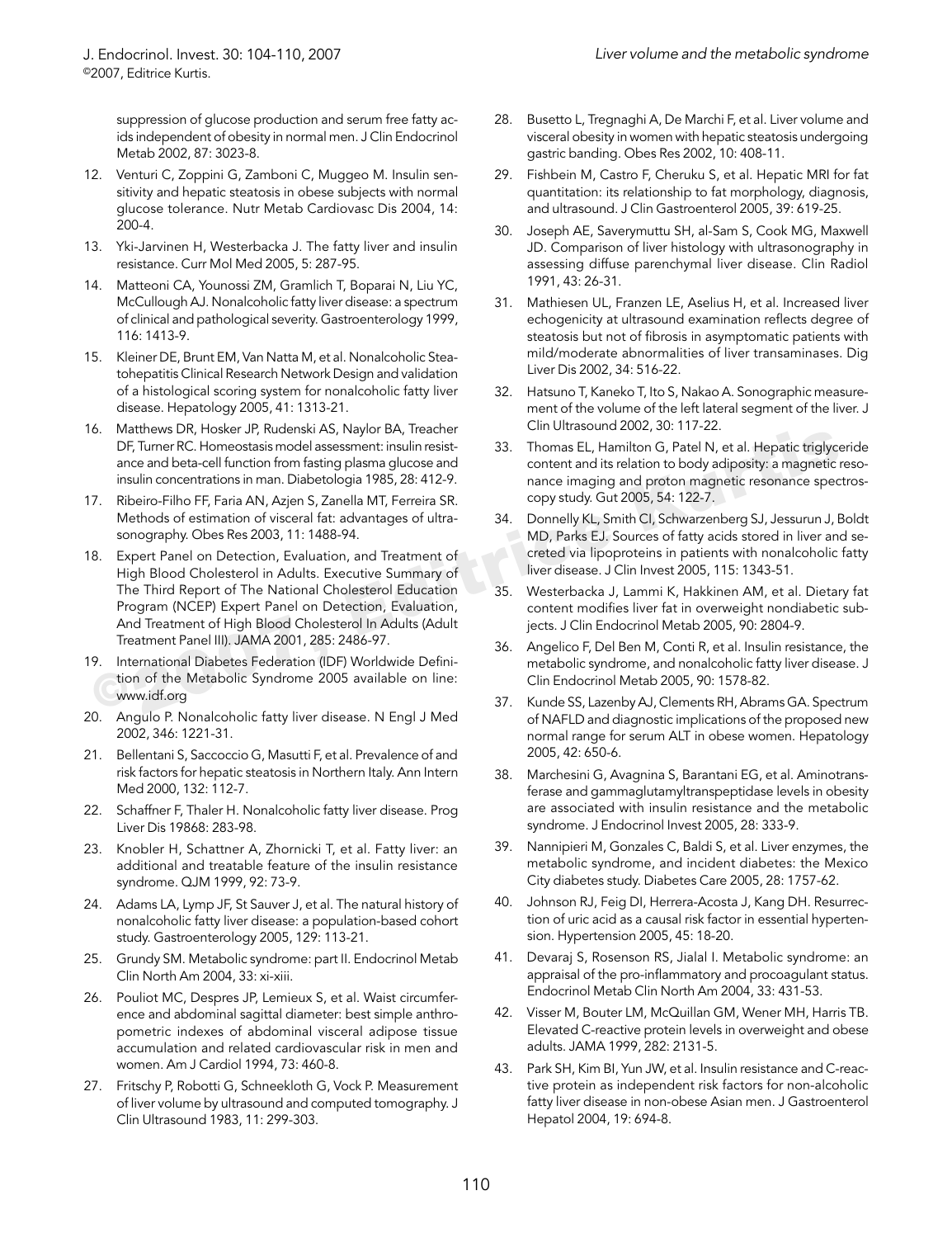suppression of glucose production and serum free fatty acids independent of obesity in normal men. J Clin Endocrinol Metab 2002, 87: 3023-8.

12. Venturi C, Zoppini G, Zamboni C, Muggeo M. Insulin sensitivity and hepatic steatosis in obese subjects with normal glucose tolerance. Nutr Metab Cardiovasc Dis 2004, 14: 200-4.
13. Yki-Jarvinen H, Westerbacka J. The fatty liver and insulin resistance. Curr Mol Med 2005, 5: 287-95.
14. Matteoni CA, Younossi ZM, Gramlich T, Boparai N, Liu YC, McCullough AJ. Nonalcoholic fatty liver disease: a spectrum of clinical and pathological severity. Gastroenterology 1999, 116: 1413-9.
15. Kleiner DE, Brunt EM, Van Natta M, et al. Nonalcoholic Steatohepatitis Clinical Research Network Design and validation of a histological scoring system for nonalcoholic fatty liver disease. Hepatology 2005, 41: 1313-21.
16. Matthews DR, Hosker JP, Rudenski AS, Naylor BA, Treacher DF, Turner RC. Homeostasis model assessment: insulin resistance and beta-cell function from fasting plasma glucose and insulin concentrations in man. Diabetologia 1985, 28: 412-9.
17. Ribeiro-Filho FF, Faria AN, Azjen S, Zanella MT, Ferreira SR. Methods of estimation of visceral fat: advantages of ultrasonography. Obes Res 2003, 11: 1488-94.
18. Expert Panel on Detection, Evaluation, and Treatment of High Blood Cholesterol in Adults. Executive Summary of The Third Report of The National Cholesterol Education Program (NCEP) Expert Panel on Detection, Evaluation, And Treatment of High Blood Cholesterol In Adults (Adult Treatment Panel III). JAMA 2001, 285: 2486-97.
19. International Diabetes Federation (IDF) Worldwide Definition of the Metabolic Syndrome 2005 available on line: www.idf.org
20. Angulo P. Nonalcoholic fatty liver disease. N Engl J Med 2002, 346: 1221-31.
21. Bellentani S, Saccoccio G, Masutti F, et al. Prevalence of and risk factors for hepatic steatosis in Northern Italy. Ann Intern Med 2000, 132: 112-7.
22. Schaffner F, Thaler H. Nonalcoholic fatty liver disease. Prog Liver Dis 19868: 283-98.
23. Knobler H, Schattner A, Zhornicki T, et al. Fatty liver: an additional and treatable feature of the insulin resistance syndrome. QJM 1999, 92: 73-9.
24. Adams LA, Lymp JF, St Sauver J, et al. The natural history of nonalcoholic fatty liver disease: a population-based cohort study. Gastroenterology 2005, 129: 113-21.
25. Grundy SM. Metabolic syndrome: part II. Endocrinol Metab Clin North Am 2004, 33: xi-xiii.
26. Pouliot MC, Despres JP, Lemieux S, et al. Waist circumference and abdominal sagittal diameter: best simple anthropometric indexes of abdominal visceral adipose tissue accumulation and related cardiovascular risk in men and women. Am J Cardiol 1994, 73: 460-8.
27. Fritschy P, Robotti G, Schneekloth G, Vock P. Measurement of liver volume by ultrasound and computed tomography. J Clin Ultrasound 1983, 11: 299-303.
28. Busetto L, Tregnaghi A, De Marchi F, et al. Liver volume and visceral obesity in women with hepatic steatosis undergoing gastric banding. Obes Res 2002, 10: 408-11.
29. Fishbein M, Castro F, Cheruku S, et al. Hepatic MRI for fat quantitation: its relationship to fat morphology, diagnosis, and ultrasound. J Clin Gastroenterol 2005, 39: 619-25.
30. Joseph AE, Saverymuttu SH, al-Sam S, Cook MG, Maxwell JD. Comparison of liver histology with ultrasonography in assessing diffuse parenchymal liver disease. Clin Radiol 1991, 43: 26-31.
31. Mathiesen UL, Franzen LE, Aselius H, et al. Increased liver echogenicity at ultrasound examination reflects degree of steatosis but not of fibrosis in asymptomatic patients with mild/moderate abnormalities of liver transaminases. Dig Liver Dis 2002, 34: 516-22.
32. Hatsuno T, Kaneko T, Ito S, Nakao A. Sonographic measurement of the volume of the left lateral segment of the liver. J Clin Ultrasound 2002, 30: 117-22.
33. Thomas EL, Hamilton G, Patel N, et al. Hepatic triglyceride content and its relation to body adiposity: a magnetic resonance imaging and proton magnetic resonance spectroscopy study. Gut 2005, 54: 122-7.
34. Donnelly KL, Smith CI, Schwarzenberg SJ, Jessurun J, Boldt MD, Parks EJ. Sources of fatty acids stored in liver and secreted via lipoproteins in patients with nonalcoholic fatty liver disease. J Clin Invest 2005, 115: 1343-51.
35. Westerbacka J, Lammi K, Hakkinen AM, et al. Dietary fat content modifies liver fat in overweight nondiabetic subjects. J Clin Endocrinol Metab 2005, 90: 2804-9.
36. Angelico F, Del Ben M, Conti R, et al. Insulin resistance, the metabolic syndrome, and nonalcoholic fatty liver disease. J Clin Endocrinol Metab 2005, 90: 1578-82.
37. Kunde SS, Lazenby AJ, Clements RH, Abrams GA. Spectrum of NAFLD and diagnostic implications of the proposed new normal range for serum ALT in obese women. Hepatology 2005, 42: 650-6.
38. Marchesini G, Avagnina S, Barantani EG, et al. Aminotransferase and gammaglutamyltranspeptidase levels in obesity are associated with insulin resistance and the metabolic syndrome. J Endocrinol Invest 2005, 28: 333-9.
39. Nannipieri M, Gonzales C, Baldi S, et al. Liver enzymes, the metabolic syndrome, and incident diabetes: the Mexico City diabetes study. Diabetes Care 2005, 28: 1757-62.
40. Johnson RJ, Feig DI, Herrera-Acosta J, Kang DH. Resurrection of uric acid as a causal risk factor in essential hypertension. Hypertension 2005, 45: 18-20.
41. Devaraj S, Rosenson RS, Jialal I. Metabolic syndrome: an appraisal of the pro-inflammatory and procoagulant status. Endocrinol Metab Clin North Am 2004, 33: 431-53.
42. Visser M, Bouter LM, McQuillan GM, Wener MH, Harris TB. Elevated C-reactive protein levels in overweight and obese adults. JAMA 1999, 282: 2131-5.
43. Park SH, Kim BI, Yun JW, et al. Insulin resistance and C-reactive protein as independent risk factors for non-alcoholic fatty liver disease in non-obese Asian men. J Gastroenterol Hepatol 2004, 19: 694-8.